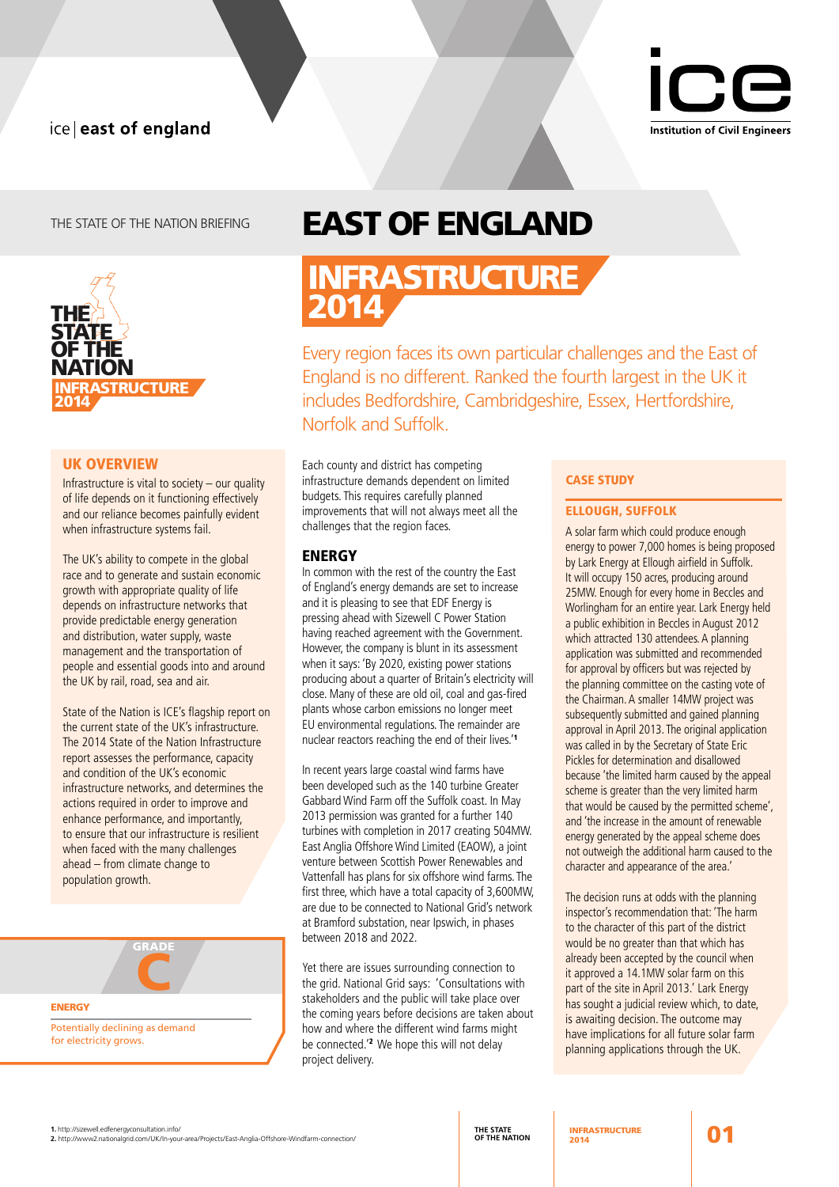ice | east of england

ice Institution of Civil Engineers

THE STATE OF THE NATION BRIEFING

# EAST OF ENGLAND

# INFRASTRUCTURE 2014

THE STATE OF THE NATION INFRASTRUCTURE 2014

Every region faces its own particular challenges and the East of England is no different. Ranked the fourth largest in the UK it includes Bedfordshire, Cambridgeshire, Essex, Hertfordshire, Norfolk and Suffolk.

## UK OVERVIEW

Infrastructure is vital to society – our quality of life depends on it functioning effectively and our reliance becomes painfully evident when infrastructure systems fail.

The UK's ability to compete in the global race and to generate and sustain economic growth with appropriate quality of life depends on infrastructure networks that provide predictable energy generation and distribution, water supply, waste management and the transportation of people and essential goods into and around the UK by rail, road, sea and air.

State of the Nation is ICE's flagship report on the current state of the UK's infrastructure. The 2014 State of the Nation Infrastructure report assesses the performance, capacity and condition of the UK's economic infrastructure networks, and determines the actions required in order to improve and enhance performance, and importantly, to ensure that our infrastructure is resilient when faced with the many challenges ahead – from climate change to population growth.

**GRADE C**

**ENERGY**

Potentially declining as demand for electricity grows.

Each county and district has competing infrastructure demands dependent on limited budgets. This requires carefully planned improvements that will not always meet all the challenges that the region faces.

## ENERGY

In common with the rest of the country the East of England's energy demands are set to increase and it is pleasing to see that EDF Energy is pressing ahead with Sizewell C Power Station having reached agreement with the Government. However, the company is blunt in its assessment when it says: 'By 2020, existing power stations producing about a quarter of Britain's electricity will close. Many of these are old oil, coal and gas-fired plants whose carbon emissions no longer meet EU environmental regulations. The remainder are nuclear reactors reaching the end of their lives.'[1]

In recent years large coastal wind farms have been developed such as the 140 turbine Greater Gabbard Wind Farm off the Suffolk coast. In May 2013 permission was granted for a further 140 turbines with completion in 2017 creating 504MW. East Anglia Offshore Wind Limited (EAOW), a joint venture between Scottish Power Renewables and Vattenfall has plans for six offshore wind farms. The first three, which have a total capacity of 3,600MW, are due to be connected to National Grid's network at Bramford substation, near Ipswich, in phases between 2018 and 2022.

Yet there are issues surrounding connection to the grid. National Grid says: 'Consultations with stakeholders and the public will take place over the coming years before decisions are taken about how and where the different wind farms might be connected.'[2] We hope this will not delay project delivery.

### CASE STUDY

### ELLOUGH, SUFFOLK

A solar farm which could produce enough energy to power 7,000 homes is being proposed by Lark Energy at Ellough airfield in Suffolk. It will occupy 150 acres, producing around 25MW. Enough for every home in Beccles and Worlingham for an entire year. Lark Energy held a public exhibition in Beccles in August 2012 which attracted 130 attendees. A planning application was submitted and recommended for approval by officers but was rejected by the planning committee on the casting vote of the Chairman. A smaller 14MW project was subsequently submitted and gained planning approval in April 2013. The original application was called in by the Secretary of State Eric Pickles for determination and disallowed because 'the limited harm caused by the appeal scheme is greater than the very limited harm that would be caused by the permitted scheme', and 'the increase in the amount of renewable energy generated by the appeal scheme does not outweigh the additional harm caused to the character and appearance of the area.'

The decision runs at odds with the planning inspector's recommendation that: 'The harm to the character of this part of the district would be no greater than that which has already been caused by the council when it approved a 14.1MW solar farm on this part of the site in April 2013.' Lark Energy has sought a judicial review which, to date, is awaiting decision. The outcome may have implications for all future solar farm planning applications through the UK.

1. http://sizewell.edfenergyconsultation.info/
2. http://www2.nationalgrid.com/UK/In-your-area/Projects/East-Anglia-Offshore-Windfarm-connection/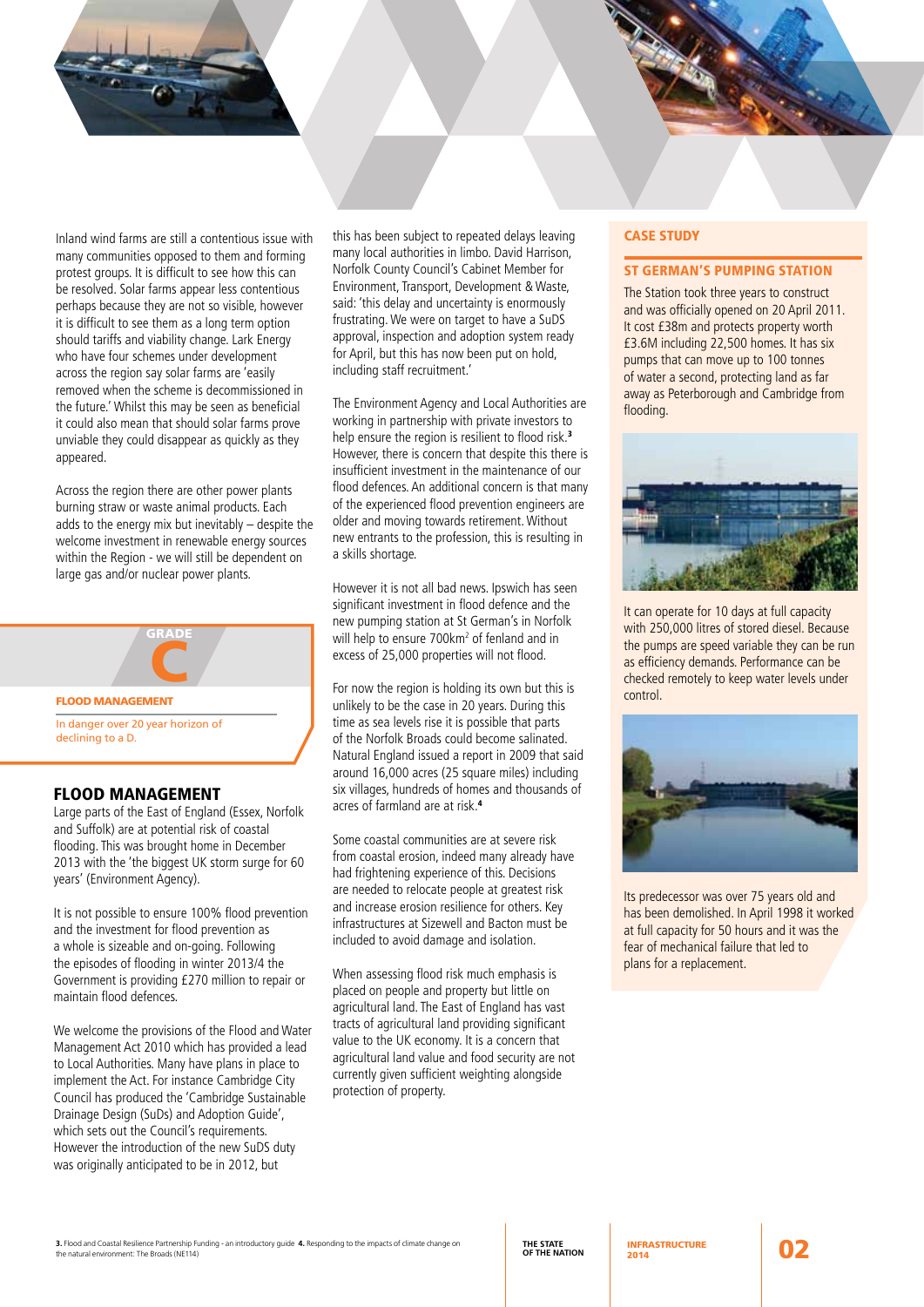Inland wind farms are still a contentious issue with many communities opposed to them and forming protest groups. It is difficult to see how this can be resolved. Solar farms appear less contentious perhaps because they are not so visible, however it is difficult to see them as a long term option should tariffs and viability change. Lark Energy who have four schemes under development across the region say solar farms are 'easily removed when the scheme is decommissioned in the future.' Whilst this may be seen as beneficial it could also mean that should solar farms prove unviable they could disappear as quickly as they appeared.

Across the region there are other power plants burning straw or waste animal products. Each adds to the energy mix but inevitably – despite the welcome investment in renewable energy sources within the Region - we will still be dependent on large gas and/or nuclear power plants.

GRADE

**C**

**FLOOD MANAGEMENT**

In danger over 20 year horizon of declining to a D.

## FLOOD MANAGEMENT

Large parts of the East of England (Essex, Norfolk and Suffolk) are at potential risk of coastal flooding. This was brought home in December 2013 with the 'the biggest UK storm surge for 60 years' (Environment Agency).

It is not possible to ensure 100% flood prevention and the investment for flood prevention as a whole is sizeable and on-going. Following the episodes of flooding in winter 2013/4 the Government is providing £270 million to repair or maintain flood defences.

We welcome the provisions of the Flood and Water Management Act 2010 which has provided a lead to Local Authorities. Many have plans in place to implement the Act. For instance Cambridge City Council has produced the 'Cambridge Sustainable Drainage Design (SuDs) and Adoption Guide', which sets out the Council's requirements. However the introduction of the new SuDS duty was originally anticipated to be in 2012, but this has been subject to repeated delays leaving many local authorities in limbo. David Harrison, Norfolk County Council's Cabinet Member for Environment, Transport, Development & Waste, said: 'this delay and uncertainty is enormously frustrating. We were on target to have a SuDS approval, inspection and adoption system ready for April, but this has now been put on hold, including staff recruitment.'

The Environment Agency and Local Authorities are working in partnership with private investors to help ensure the region is resilient to flood risk.[3] However, there is concern that despite this there is insufficient investment in the maintenance of our flood defences. An additional concern is that many of the experienced flood prevention engineers are older and moving towards retirement. Without new entrants to the profession, this is resulting in a skills shortage.

However it is not all bad news. Ipswich has seen significant investment in flood defence and the new pumping station at St German's in Norfolk will help to ensure 700km$^2$ of fenland and in excess of 25,000 properties will not flood.

For now the region is holding its own but this is unlikely to be the case in 20 years. During this time as sea levels rise it is possible that parts of the Norfolk Broads could become salinated. Natural England issued a report in 2009 that said around 16,000 acres (25 square miles) including six villages, hundreds of homes and thousands of acres of farmland are at risk.[4]

Some coastal communities are at severe risk from coastal erosion, indeed many already have had frightening experience of this. Decisions are needed to relocate people at greatest risk and increase erosion resilience for others. Key infrastructures at Sizewell and Bacton must be included to avoid damage and isolation.

When assessing flood risk much emphasis is placed on people and property but little on agricultural land. The East of England has vast tracts of agricultural land providing significant value to the UK economy. It is a concern that agricultural land value and food security are not currently given sufficient weighting alongside protection of property.

### CASE STUDY

### ST GERMAN'S PUMPING STATION

The Station took three years to construct and was officially opened on 20 April 2011. It cost £38m and protects property worth £3.6M including 22,500 homes. It has six pumps that can move up to 100 tonnes of water a second, protecting land as far away as Peterborough and Cambridge from flooding.

It can operate for 10 days at full capacity with 250,000 litres of stored diesel. Because the pumps are speed variable they can be run as efficiency demands. Performance can be checked remotely to keep water levels under control.

Its predecessor was over 75 years old and has been demolished. In April 1998 it worked at full capacity for 50 hours and it was the fear of mechanical failure that led to plans for a replacement.

3. Flood and Coastal Resilience Partnership Funding - an introductory guide 4. Responding to the impacts of climate change on the natural environment: The Broads (NE114)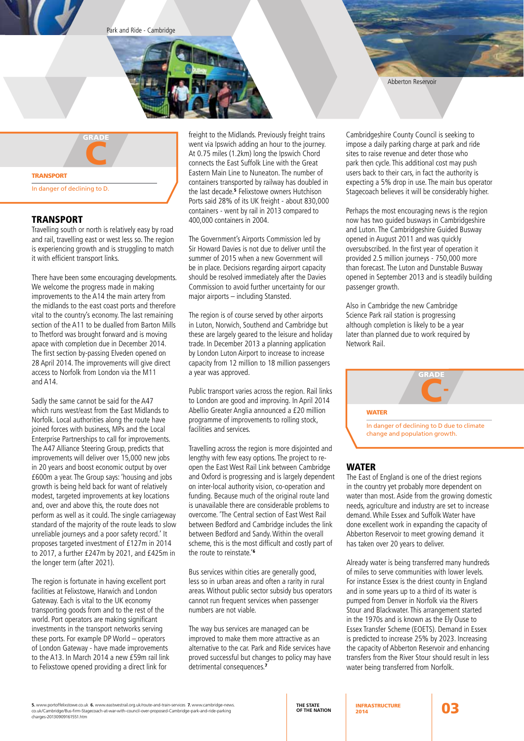Park and Ride - Cambridge

Abberton Reservoir

GRADE
**C**

**TRANSPORT**

In danger of declining to D.

## TRANSPORT

Travelling south or north is relatively easy by road and rail, travelling east or west less so. The region is experiencing growth and is struggling to match it with efficient transport links.

There have been some encouraging developments. We welcome the progress made in making improvements to the A14 the main artery from the midlands to the east coast ports and therefore vital to the country's economy. The last remaining section of the A11 to be dualled from Barton Mills to Thetford was brought forward and is moving apace with completion due in December 2014. The first section by-passing Elveden opened on 28 April 2014. The improvements will give direct access to Norfolk from London via the M11 and A14.

Sadly the same cannot be said for the A47 which runs west/east from the East Midlands to Norfolk. Local authorities along the route have joined forces with business, MPs and the Local Enterprise Partnerships to call for improvements. The A47 Alliance Steering Group, predicts that improvements will deliver over 15,000 new jobs in 20 years and boost economic output by over £600m a year. The Group says: 'housing and jobs growth is being held back for want of relatively modest, targeted improvements at key locations and, over and above this, the route does not perform as well as it could. The single carriageway standard of the majority of the route leads to slow unreliable journeys and a poor safety record.' It proposes targeted investment of £127m in 2014 to 2017, a further £247m by 2021, and £425m in the longer term (after 2021).

The region is fortunate in having excellent port facilities at Felixstowe, Harwich and London Gateway. Each is vital to the UK economy transporting goods from and to the rest of the world. Port operators are making significant investments in the transport networks serving these ports. For example DP World – operators of London Gateway - have made improvements to the A13. In March 2014 a new £59m rail link to Felixstowe opened providing a direct link for freight to the Midlands. Previously freight trains went via Ipswich adding an hour to the journey. At 0.75 miles (1.2km) long the Ipswich Chord connects the East Suffolk Line with the Great Eastern Main Line to Nuneaton. The number of containers transported by railway has doubled in the last decade.[5] Felixstowe owners Hutchison Ports said 28% of its UK freight - about 830,000 containers - went by rail in 2013 compared to 400,000 containers in 2004.

The Government's Airports Commission led by Sir Howard Davies is not due to deliver until the summer of 2015 when a new Government will be in place. Decisions regarding airport capacity should be resolved immediately after the Davies Commission to avoid further uncertainty for our major airports – including Stansted.

The region is of course served by other airports in Luton, Norwich, Southend and Cambridge but these are largely geared to the leisure and holiday trade. In December 2013 a planning application by London Luton Airport to increase to increase capacity from 12 million to 18 million passengers a year was approved.

Public transport varies across the region. Rail links to London are good and improving. In April 2014 Abellio Greater Anglia announced a £20 million programme of improvements to rolling stock, facilities and services.

Travelling across the region is more disjointed and lengthy with few easy options. The project to re-open the East West Rail Link between Cambridge and Oxford is progressing and is largely dependent on inter-local authority vision, co-operation and funding. Because much of the original route land is unavailable there are considerable problems to overcome. 'The Central section of East West Rail between Bedford and Cambridge includes the link between Bedford and Sandy. Within the overall scheme, this is the most difficult and costly part of the route to reinstate.'[6]

Bus services within cities are generally good, less so in urban areas and often a rarity in rural areas. Without public sector subsidy bus operators cannot run frequent services when passenger numbers are not viable.

The way bus services are managed can be improved to make them more attractive as an alternative to the car. Park and Ride services have proved successful but changes to policy may have detrimental consequences.[7]

Cambridgeshire County Council is seeking to impose a daily parking charge at park and ride sites to raise revenue and deter those who park then cycle. This additional cost may push users back to their cars, in fact the authority is expecting a 5% drop in use. The main bus operator Stagecoach believes it will be considerably higher.

Perhaps the most encouraging news is the region now has two guided busways in Cambridgeshire and Luton. The Cambridgeshire Guided Busway opened in August 2011 and was quickly oversubscribed. In the first year of operation it provided 2.5 million journeys - 750,000 more than forecast. The Luton and Dunstable Busway opened in September 2013 and is steadily building passenger growth.

Also in Cambridge the new Cambridge Science Park rail station is progressing although completion is likely to be a year later than planned due to work required by Network Rail.

GRADE
**C-**

**WATER**

In danger of declining to D due to climate change and population growth.

## WATER

The East of England is one of the driest regions in the country yet probably more dependent on water than most. Aside from the growing domestic needs, agriculture and industry are set to increase demand. While Essex and Suffolk Water have done excellent work in expanding the capacity of Abberton Reservoir to meet growing demand it has taken over 20 years to deliver.

Already water is being transferred many hundreds of miles to serve communities with lower levels. For instance Essex is the driest county in England and in some years up to a third of its water is pumped from Denver in Norfolk via the Rivers Stour and Blackwater. This arrangement started in the 1970s and is known as the Ely Ouse to Essex Transfer Scheme (EOETS). Demand in Essex is predicted to increase 25% by 2023. Increasing the capacity of Abberton Reservoir and enhancing transfers from the River Stour should result in less water being transferred from Norfolk.

**5.** www.portoffelixstowe.co.uk **6.** www.eastwestrail.org.uk/route-and-train-services **7.** www.cambridge-news.co.uk/Cambridge/Bus-firm-Stagecoach-at-war-with-council-over-proposed-Cambridge-park-and-ride-parking charges-20130909161551.htm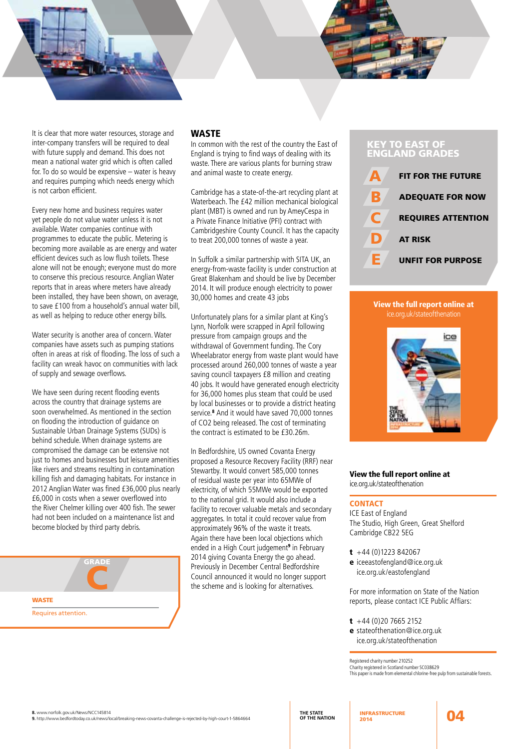It is clear that more water resources, storage and inter-company transfers will be required to deal with future supply and demand. This does not mean a national water grid which is often called for. To do so would be expensive – water is heavy and requires pumping which needs energy which is not carbon efficient.

Every new home and business requires water yet people do not value water unless it is not available. Water companies continue with programmes to educate the public. Metering is becoming more available as are energy and water efficient devices such as low flush toilets. These alone will not be enough; everyone must do more to conserve this precious resource. Anglian Water reports that in areas where meters have already been installed, they have been shown, on average, to save £100 from a household's annual water bill, as well as helping to reduce other energy bills.

Water security is another area of concern. Water companies have assets such as pumping stations often in areas at risk of flooding. The loss of such a facility can wreak havoc on communities with lack of supply and sewage overflows.

We have seen during recent flooding events across the country that drainage systems are soon overwhelmed. As mentioned in the section on flooding the introduction of guidance on Sustainable Urban Drainage Systems (SUDs) is behind schedule. When drainage systems are compromised the damage can be extensive not just to homes and businesses but leisure amenities like rivers and streams resulting in contamination killing fish and damaging habitats. For instance in 2012 Anglian Water was fined £36,000 plus nearly £6,000 in costs when a sewer overflowed into the River Chelmer killing over 400 fish. The sewer had not been included on a maintenance list and become blocked by third party debris.

**GRADE C**

**WASTE**

Requires attention.

## WASTE

In common with the rest of the country the East of England is trying to find ways of dealing with its waste. There are various plants for burning straw and animal waste to create energy.

Cambridge has a state-of-the-art recycling plant at Waterbeach. The £42 million mechanical biological plant (MBT) is owned and run by AmeyCespa in a Private Finance Initiative (PFI) contract with Cambridgeshire County Council. It has the capacity to treat 200,000 tonnes of waste a year.

In Suffolk a similar partnership with SITA UK, an energy-from-waste facility is under construction at Great Blakenham and should be live by December 2014. It will produce enough electricity to power 30,000 homes and create 43 jobs

Unfortunately plans for a similar plant at King's Lynn, Norfolk were scrapped in April following pressure from campaign groups and the withdrawal of Government funding. The Cory Wheelabrator energy from waste plant would have processed around 260,000 tonnes of waste a year saving council taxpayers £8 million and creating 40 jobs. It would have generated enough electricity for 36,000 homes plus steam that could be used by local businesses or to provide a district heating service.[8] And it would have saved 70,000 tonnes of CO2 being released. The cost of terminating the contract is estimated to be £30.26m.

In Bedfordshire, US owned Covanta Energy proposed a Resource Recovery Facility (RRF) near Stewartby. It would convert 585,000 tonnes of residual waste per year into 65MWe of electricity, of which 55MWe would be exported to the national grid. It would also include a facility to recover valuable metals and secondary aggregates. In total it could recover value from approximately 96% of the waste it treats. Again there have been local objections which ended in a High Court judgement[9] in February 2014 giving Covanta Energy the go ahead. Previously in December Central Bedfordshire Council announced it would no longer support the scheme and is looking for alternatives.

## KEY TO EAST OF ENGLAND GRADES

- **A** FIT FOR THE FUTURE
- **B** ADEQUATE FOR NOW
- **C** REQUIRES ATTENTION
- **D** AT RISK
- **E** UNFIT FOR PURPOSE

**View the full report online at**
ice.org.uk/stateofthenation

**View the full report online at**
ice.org.uk/stateofthenation

**CONTACT**

ICE East of England
The Studio, High Green, Great Shelford
Cambridge CB22 5EG

**t** +44 (0)1223 842067
**e** iceeastofengland@ice.org.uk
ice.org.uk/eastofengland

For more information on State of the Nation reports, please contact ICE Public Affairs:

**t** +44 (0)20 7665 2152
**e** stateofthenation@ice.org.uk
ice.org.uk/stateofthenation

Registered charity number 210252
Charity registered in Scotland number SC038629
This paper is made from elemental chlorine-free pulp from sustainable forests.

8. www.norfolk.gov.uk/News/NCC145814
9. http://www.bedfordtoday.co.uk/news/local/breaking-news-covanta-challenge-is-rejected-by-high-court-1-5864664